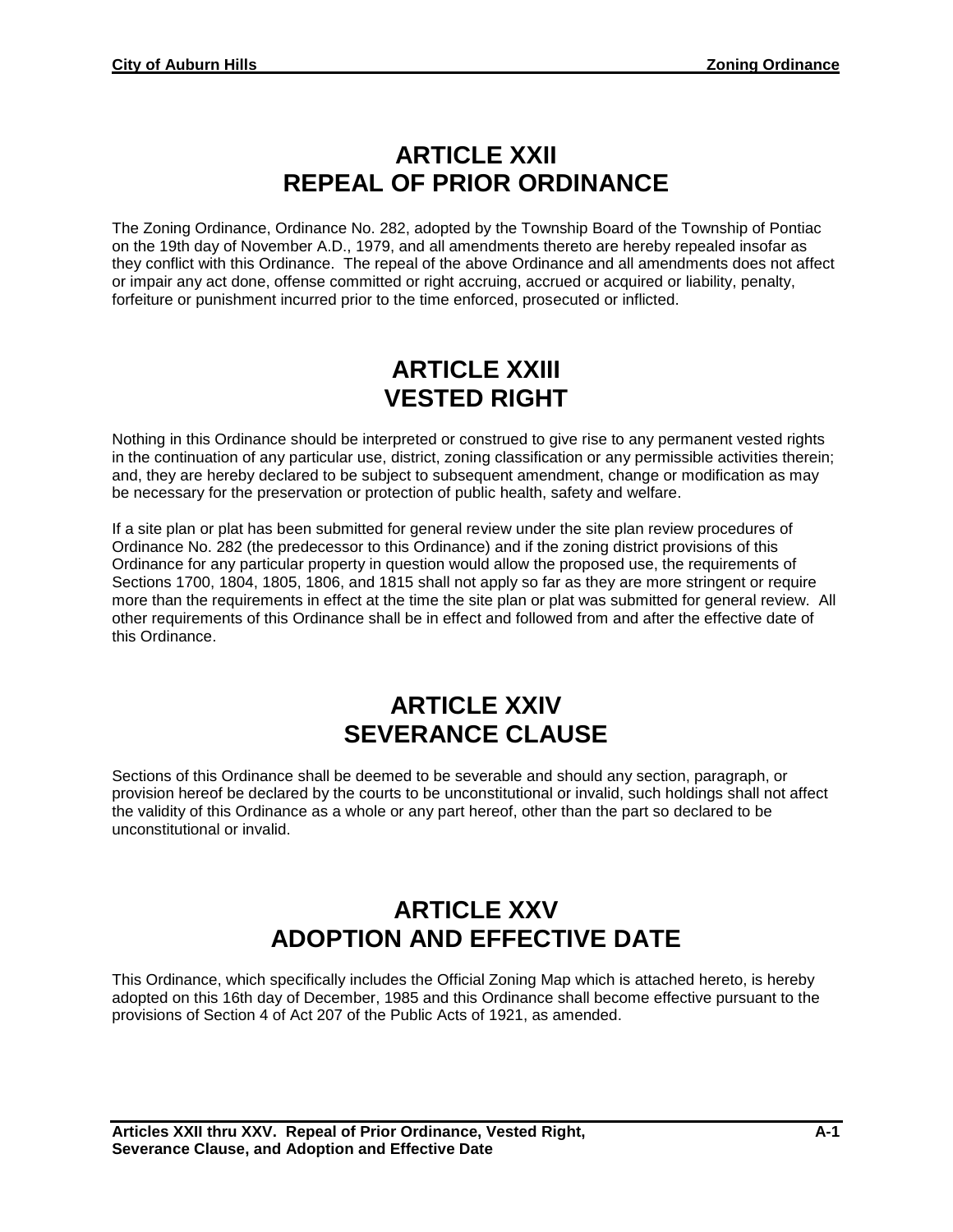# ARTICLE XXII
# REPEAL OF PRIOR ORDINANCE

The Zoning Ordinance, Ordinance No. 282, adopted by the Township Board of the Township of Pontiac on the 19th day of November A.D., 1979, and all amendments thereto are hereby repealed insofar as they conflict with this Ordinance. The repeal of the above Ordinance and all amendments does not affect or impair any act done, offense committed or right accruing, accrued or acquired or liability, penalty, forfeiture or punishment incurred prior to the time enforced, prosecuted or inflicted.

# ARTICLE XXIII
# VESTED RIGHT

Nothing in this Ordinance should be interpreted or construed to give rise to any permanent vested rights in the continuation of any particular use, district, zoning classification or any permissible activities therein; and, they are hereby declared to be subject to subsequent amendment, change or modification as may be necessary for the preservation or protection of public health, safety and welfare.

If a site plan or plat has been submitted for general review under the site plan review procedures of Ordinance No. 282 (the predecessor to this Ordinance) and if the zoning district provisions of this Ordinance for any particular property in question would allow the proposed use, the requirements of Sections 1700, 1804, 1805, 1806, and 1815 shall not apply so far as they are more stringent or require more than the requirements in effect at the time the site plan or plat was submitted for general review. All other requirements of this Ordinance shall be in effect and followed from and after the effective date of this Ordinance.

# ARTICLE XXIV
# SEVERANCE CLAUSE

Sections of this Ordinance shall be deemed to be severable and should any section, paragraph, or provision hereof be declared by the courts to be unconstitutional or invalid, such holdings shall not affect the validity of this Ordinance as a whole or any part hereof, other than the part so declared to be unconstitutional or invalid.

# ARTICLE XXV
# ADOPTION AND EFFECTIVE DATE

This Ordinance, which specifically includes the Official Zoning Map which is attached hereto, is hereby adopted on this 16th day of December, 1985 and this Ordinance shall become effective pursuant to the provisions of Section 4 of Act 207 of the Public Acts of 1921, as amended.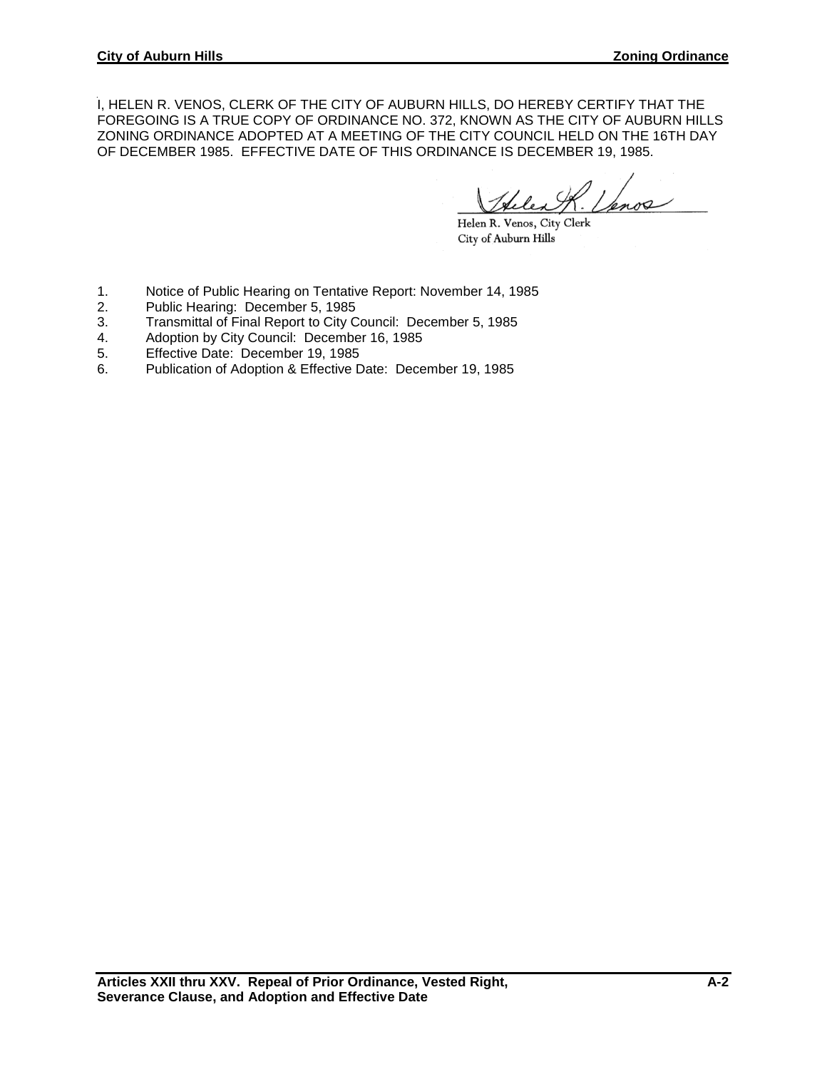I, HELEN R. VENOS, CLERK OF THE CITY OF AUBURN HILLS, DO HEREBY CERTIFY THAT THE FOREGOING IS A TRUE COPY OF ORDINANCE NO. 372, KNOWN AS THE CITY OF AUBURN HILLS ZONING ORDINANCE ADOPTED AT A MEETING OF THE CITY COUNCIL HELD ON THE 16TH DAY OF DECEMBER 1985. EFFECTIVE DATE OF THIS ORDINANCE IS DECEMBER 19, 1985.

Helen R. Venos

Helen R. Venos, City Clerk
City of Auburn Hills

1. Notice of Public Hearing on Tentative Report: November 14, 1985
2. Public Hearing: December 5, 1985
3. Transmittal of Final Report to City Council: December 5, 1985
4. Adoption by City Council: December 16, 1985
5. Effective Date: December 19, 1985
6. Publication of Adoption & Effective Date: December 19, 1985